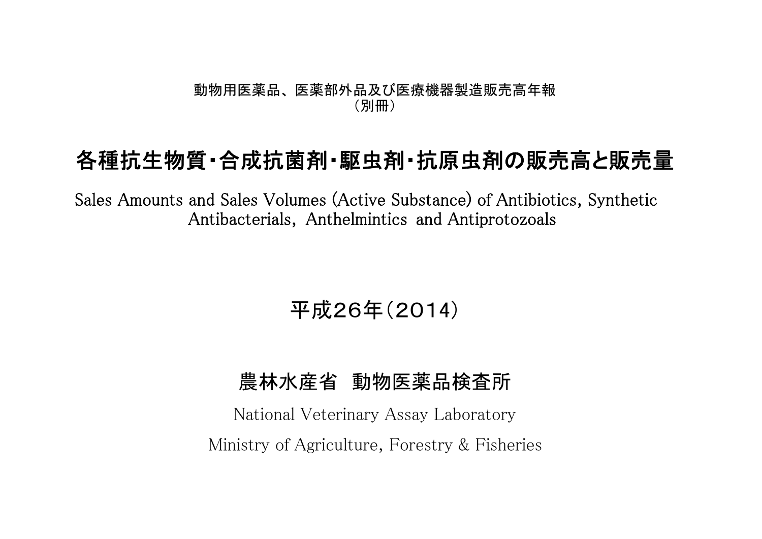動物用医薬品、医薬部外品及び医療機器製造販売高年報
（別冊）

# 各種抗生物質・合成抗菌剤・駆虫剤・抗原虫剤の販売高と販売量

Sales Amounts and Sales Volumes (Active Substance) of Antibiotics, Synthetic Antibacterials, Anthelmintics and Antiprotozoals

## 平成26年（2014）

## 農林水産省　動物医薬品検査所

National Veterinary Assay Laboratory

Ministry of Agriculture, Forestry & Fisheries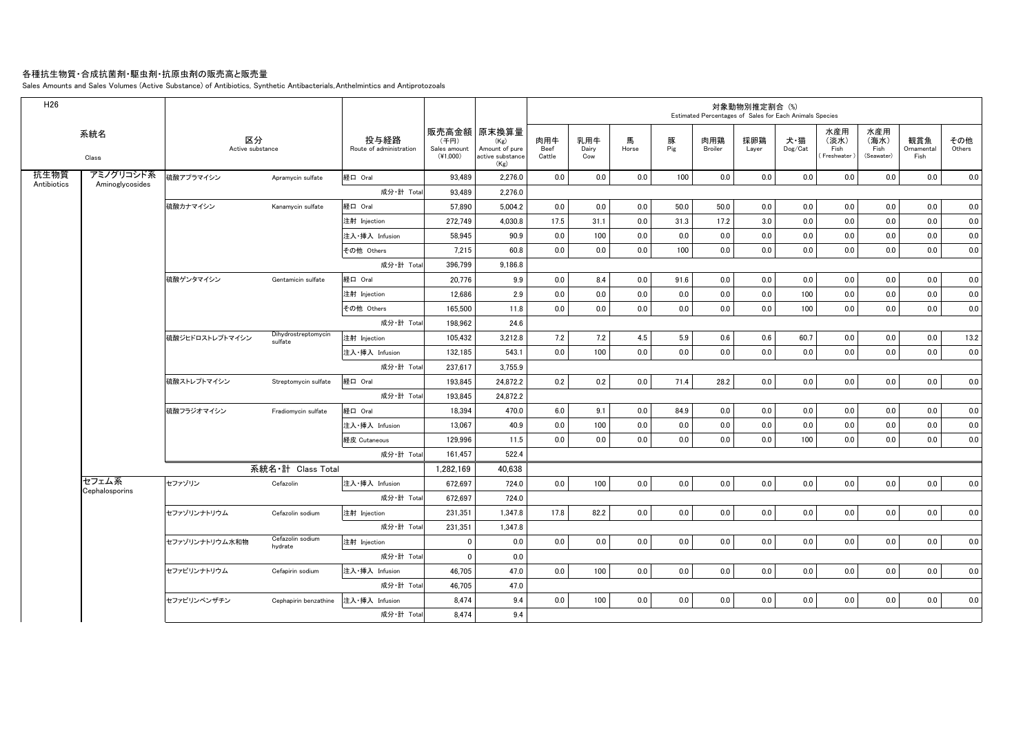# 各種抗生物質・合成抗菌剤・駆虫剤・抗原虫剤の販売高と販売量

Sales Amounts and Sales Volumes (Active Substance) of Antibiotics, Synthetic Antibacterials, Anthelmintics and Antiprotozoals

| H26 | | | | | | | 対象動物別推定割合 (%) Estimated Percentages of Sales for Each Animals Species | | | | | | | | | | | |
|---|---|---|---|---|---|---|---|---|---|---|---|---|---|---|---|---|---|---|
| 系統名 Class | | 区分 Active substance | | 投与経路 Route of administration | 販売高金額 (千円) Sales amount (¥1,000) | 原末換算量 (Kg) Amount of pure active substance (Kg) | 肉用牛 Beef Cattle | 乳用牛 Dairy Cow | 馬 Horse | 豚 Pig | 肉用鶏 Broiler | 採卵鶏 Layer | 犬・猫 Dog/Cat | 水産用(淡水) Fish (Freshwater) | 水産用(海水) Fish (Seawater) | 観賞魚 Ornamental Fish | その他 Others |
| 抗生物質 Antibiotics | アミノグリコシド系 Aminoglycosides | 硫酸アプラマイシン | Apramycin sulfate | 経口 Oral | 93,489 | 2,276.0 | 0.0 | 0.0 | 0.0 | 100 | 0.0 | 0.0 | 0.0 | 0.0 | 0.0 | 0.0 | 0.0 |
| | | | | 成分・計 Total | 93,489 | 2,276.0 | | | | | | | | | | | |
| | | 硫酸カナマイシン | Kanamycin sulfate | 経口 Oral | 57,890 | 5,004.2 | 0.0 | 0.0 | 0.0 | 50.0 | 50.0 | 0.0 | 0.0 | 0.0 | 0.0 | 0.0 | 0.0 |
| | | | | 注射 Injection | 272,749 | 4,030.8 | 17.5 | 31.1 | 0.0 | 31.3 | 17.2 | 3.0 | 0.0 | 0.0 | 0.0 | 0.0 | 0.0 |
| | | | | 注入・挿入 Infusion | 58,945 | 90.9 | 0.0 | 100 | 0.0 | 0.0 | 0.0 | 0.0 | 0.0 | 0.0 | 0.0 | 0.0 | 0.0 |
| | | | | その他 Others | 7,215 | 60.8 | 0.0 | 0.0 | 0.0 | 100 | 0.0 | 0.0 | 0.0 | 0.0 | 0.0 | 0.0 | 0.0 |
| | | | | 成分・計 Total | 396,799 | 9,186.8 | | | | | | | | | | | |
| | | 硫酸ゲンタマイシン | Gentamicin sulfate | 経口 Oral | 20,776 | 9.9 | 0.0 | 8.4 | 0.0 | 91.6 | 0.0 | 0.0 | 0.0 | 0.0 | 0.0 | 0.0 | 0.0 |
| | | | | 注射 Injection | 12,686 | 2.9 | 0.0 | 0.0 | 0.0 | 0.0 | 0.0 | 0.0 | 100 | 0.0 | 0.0 | 0.0 | 0.0 |
| | | | | その他 Others | 165,500 | 11.8 | 0.0 | 0.0 | 0.0 | 0.0 | 0.0 | 0.0 | 100 | 0.0 | 0.0 | 0.0 | 0.0 |
| | | | | 成分・計 Total | 198,962 | 24.6 | | | | | | | | | | | |
| | | 硫酸ジヒドロストレプトマイシン | Dihydrostreptomycin sulfate | 注射 Injection | 105,432 | 3,212.8 | 7.2 | 7.2 | 4.5 | 5.9 | 0.6 | 0.6 | 60.7 | 0.0 | 0.0 | 0.0 | 13.2 |
| | | | | 注入・挿入 Infusion | 132,185 | 543.1 | 0.0 | 100 | 0.0 | 0.0 | 0.0 | 0.0 | 0.0 | 0.0 | 0.0 | 0.0 | 0.0 |
| | | | | 成分・計 Total | 237,617 | 3,755.9 | | | | | | | | | | | |
| | | 硫酸ストレプトマイシン | Streptomycin sulfate | 経口 Oral | 193,845 | 24,872.2 | 0.2 | 0.2 | 0.0 | 71.4 | 28.2 | 0.0 | 0.0 | 0.0 | 0.0 | 0.0 | 0.0 |
| | | | | 成分・計 Total | 193,845 | 24,872.2 | | | | | | | | | | | |
| | | 硫酸フラジオマイシン | Fradiomycin sulfate | 経口 Oral | 18,394 | 470.0 | 6.0 | 9.1 | 0.0 | 84.9 | 0.0 | 0.0 | 0.0 | 0.0 | 0.0 | 0.0 | 0.0 |
| | | | | 注入・挿入 Infusion | 13,067 | 40.9 | 0.0 | 100 | 0.0 | 0.0 | 0.0 | 0.0 | 0.0 | 0.0 | 0.0 | 0.0 | 0.0 |
| | | | | 経皮 Cutaneous | 129,996 | 11.5 | 0.0 | 0.0 | 0.0 | 0.0 | 0.0 | 0.0 | 100 | 0.0 | 0.0 | 0.0 | 0.0 |
| | | | | 成分・計 Total | 161,457 | 522.4 | | | | | | | | | | | |
| | | 系統名・計 Class Total | | | 1,282,169 | 40,638 | | | | | | | | | | | |
| | セフェム系 Cephalosporins | セファゾリン | Cefazolin | 注入・挿入 Infusion | 672,697 | 724.0 | 0.0 | 100 | 0.0 | 0.0 | 0.0 | 0.0 | 0.0 | 0.0 | 0.0 | 0.0 | 0.0 |
| | | | | 成分・計 Total | 672,697 | 724.0 | | | | | | | | | | | |
| | | セファゾリンナトリウム | Cefazolin sodium | 注射 Injection | 231,351 | 1,347.8 | 17.8 | 82.2 | 0.0 | 0.0 | 0.0 | 0.0 | 0.0 | 0.0 | 0.0 | 0.0 | 0.0 |
| | | | | 成分・計 Total | 231,351 | 1,347.8 | | | | | | | | | | | |
| | | セファゾリンナトリウム水和物 | Cefazolin sodium hydrate | 注射 Injection | 0 | 0.0 | 0.0 | 0.0 | 0.0 | 0.0 | 0.0 | 0.0 | 0.0 | 0.0 | 0.0 | 0.0 | 0.0 |
| | | | | 成分・計 Total | 0 | 0.0 | | | | | | | | | | | |
| | | セファピリンナトリウム | Cefapirin sodium | 注入・挿入 Infusion | 46,705 | 47.0 | 0.0 | 100 | 0.0 | 0.0 | 0.0 | 0.0 | 0.0 | 0.0 | 0.0 | 0.0 | 0.0 |
| | | | | 成分・計 Total | 46,705 | 47.0 | | | | | | | | | | | |
| | | セファピリンベンザチン | Cephapirin benzathine | 注入・挿入 Infusion | 8,474 | 9.4 | 0.0 | 100 | 0.0 | 0.0 | 0.0 | 0.0 | 0.0 | 0.0 | 0.0 | 0.0 | 0.0 |
| | | | | 成分・計 Total | 8,474 | 9.4 | | | | | | | | | | | |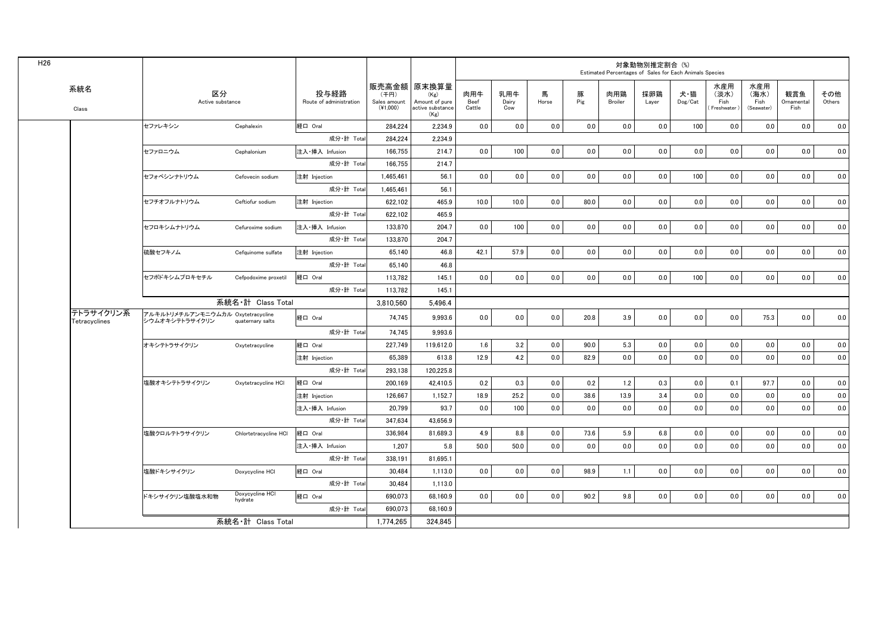H26

| 系統名 Class | 区分 Active substance | | 投与経路 Route of administration | 販売高金額 (千円) Sales amount (¥1,000) | 原末換算量 (Kg) Amount of pure active substance (Kg) | 対象動物別推定割合 (%) Estimated Percentages of Sales for Each Animals Species | | | | | | | | | | |
|---|---|---|---|---|---|---|---|---|---|---|---|---|---|---|---|---|
| | | | | | | 肉用牛 Beef Cattle | 乳用牛 Dairy Cow | 馬 Horse | 豚 Pig | 肉用鶏 Broiler | 採卵鶏 Layer | 犬・猫 Dog/Cat | 水産用 (淡水) Fish (Freshwater) | 水産用 (海水) Fish (Seawater) | 観賞魚 Ornamental Fish | その他 Others |
| | セファレキシン | Cephalexin | 経口 Oral | 284,224 | 2,234.9 | 0.0 | 0.0 | 0.0 | 0.0 | 0.0 | 0.0 | 100 | 0.0 | 0.0 | 0.0 | 0.0 |
| | | | 成分・計 Total | 284,224 | 2,234.9 | | | | | | | | | | | |
| | セファロニウム | Cephalonium | 注入・挿入 Infusion | 166,755 | 214.7 | 0.0 | 100 | 0.0 | 0.0 | 0.0 | 0.0 | 0.0 | 0.0 | 0.0 | 0.0 | 0.0 |
| | | | 成分・計 Total | 166,755 | 214.7 | | | | | | | | | | | |
| | セフォベシンナトリウム | Cefovecin sodium | 注射 Injection | 1,465,461 | 56.1 | 0.0 | 0.0 | 0.0 | 0.0 | 0.0 | 0.0 | 100 | 0.0 | 0.0 | 0.0 | 0.0 |
| | | | 成分・計 Total | 1,465,461 | 56.1 | | | | | | | | | | | |
| | セフチオフルナトリウム | Ceftiofur sodium | 注射 Injection | 622,102 | 465.9 | 10.0 | 10.0 | 0.0 | 80.0 | 0.0 | 0.0 | 0.0 | 0.0 | 0.0 | 0.0 | 0.0 |
| | | | 成分・計 Total | 622,102 | 465.9 | | | | | | | | | | | |
| | セフロキシムナトリウム | Cefuroxime sodium | 注入・挿入 Infusion | 133,870 | 204.7 | 0.0 | 100 | 0.0 | 0.0 | 0.0 | 0.0 | 0.0 | 0.0 | 0.0 | 0.0 | 0.0 |
| | | | 成分・計 Total | 133,870 | 204.7 | | | | | | | | | | | |
| | 硫酸セフキノム | Cefquinome sulfate | 注射 Injection | 65,140 | 46.8 | 42.1 | 57.9 | 0.0 | 0.0 | 0.0 | 0.0 | 0.0 | 0.0 | 0.0 | 0.0 | 0.0 |
| | | | 成分・計 Total | 65,140 | 46.8 | | | | | | | | | | | |
| | セフポドキシムプロキセチル | Cefpodoxime proxetil | 経口 Oral | 113,782 | 145.1 | 0.0 | 0.0 | 0.0 | 0.0 | 0.0 | 0.0 | 100 | 0.0 | 0.0 | 0.0 | 0.0 |
| | | | 成分・計 Total | 113,782 | 145.1 | | | | | | | | | | | |
| | 系統名・計 Class Total | | | 3,810,560 | 5,496.4 | | | | | | | | | | | |
| テトラサイクリン系 Tetracyclines | アルキルトリメチルアンモニウムカルシウムオキシテトラサイクリン | Oxytetracycline quaternary salts | 経口 Oral | 74,745 | 9,993.6 | 0.0 | 0.0 | 0.0 | 20.8 | 3.9 | 0.0 | 0.0 | 0.0 | 75.3 | 0.0 | 0.0 |
| | | | 成分・計 Total | 74,745 | 9,993.6 | | | | | | | | | | | |
| | オキシテトラサイクリン | Oxytetracycline | 経口 Oral | 227,749 | 119,612.0 | 1.6 | 3.2 | 0.0 | 90.0 | 5.3 | 0.0 | 0.0 | 0.0 | 0.0 | 0.0 | 0.0 |
| | | | 注射 Injection | 65,389 | 613.8 | 12.9 | 4.2 | 0.0 | 82.9 | 0.0 | 0.0 | 0.0 | 0.0 | 0.0 | 0.0 | 0.0 |
| | | | 成分・計 Total | 293,138 | 120,225.8 | | | | | | | | | | | |
| | 塩酸オキシテトラサイクリン | Oxytetracycline HCl | 経口 Oral | 200,169 | 42,410.5 | 0.2 | 0.3 | 0.0 | 0.2 | 1.2 | 0.3 | 0.0 | 0.1 | 97.7 | 0.0 | 0.0 |
| | | | 注射 Injection | 126,667 | 1,152.7 | 18.9 | 25.2 | 0.0 | 38.6 | 13.9 | 3.4 | 0.0 | 0.0 | 0.0 | 0.0 | 0.0 |
| | | | 注入・挿入 Infusion | 20,799 | 93.7 | 0.0 | 100 | 0.0 | 0.0 | 0.0 | 0.0 | 0.0 | 0.0 | 0.0 | 0.0 | 0.0 |
| | | | 成分・計 Total | 347,634 | 43,656.9 | | | | | | | | | | | |
| | 塩酸クロルテトラサイクリン | Chlortetracycline HCl | 経口 Oral | 336,984 | 81,689.3 | 4.9 | 8.8 | 0.0 | 73.6 | 5.9 | 6.8 | 0.0 | 0.0 | 0.0 | 0.0 | 0.0 |
| | | | 注入・挿入 Infusion | 1,207 | 5.8 | 50.0 | 50.0 | 0.0 | 0.0 | 0.0 | 0.0 | 0.0 | 0.0 | 0.0 | 0.0 | 0.0 |
| | | | 成分・計 Total | 338,191 | 81,695.1 | | | | | | | | | | | |
| | 塩酸ドキシサイクリン | Doxycycline HCl | 経口 Oral | 30,484 | 1,113.0 | 0.0 | 0.0 | 0.0 | 98.9 | 1.1 | 0.0 | 0.0 | 0.0 | 0.0 | 0.0 | 0.0 |
| | | | 成分・計 Total | 30,484 | 1,113.0 | | | | | | | | | | | |
| | ドキシサイクリン塩酸塩水和物 | Doxycycline HCl hydrate | 経口 Oral | 690,073 | 68,160.9 | 0.0 | 0.0 | 0.0 | 90.2 | 9.8 | 0.0 | 0.0 | 0.0 | 0.0 | 0.0 | 0.0 |
| | | | 成分・計 Total | 690,073 | 68,160.9 | | | | | | | | | | | |
| | 系統名・計 Class Total | | | 1,774,265 | 324,845 | | | | | | | | | | | |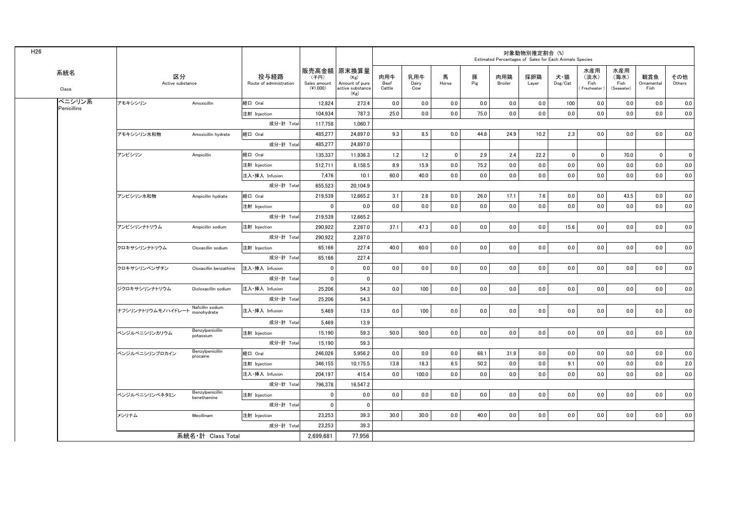H26

| 系統名 Class | 区分 Active substance | | 投与経路 Route of administration | 販売高金額 (千円) Sales amount (¥1,000) | 原末換算量 (Kg) Amount of pure active substance (Kg) | 対象動物別推定割合 (%) Estimated Percentages of Sales for Each Animals Species | | | | | | | | | | |
|---|---|---|---|---|---|---|---|---|---|---|---|---|---|---|---|---|
| | | | | | | 肉用牛 Beef Cattle | 乳用牛 Dairy Cow | 馬 Horse | 豚 Pig | 肉用鶏 Broiler | 採卵鶏 Layer | 犬・猫 Dog/Cat | 水産用 (淡水) Fish (Freshwater) | 水産用 (海水) Fish (Seawater) | 観賞魚 Ornamental Fish | その他 Others |
| ペニシリン系 Penicillins | アモキシシリン | Amoxicillin | 経口 Oral | 12,824 | 273.4 | 0.0 | 0.0 | 0.0 | 0.0 | 0.0 | 0.0 | 100 | 0.0 | 0.0 | 0.0 | 0.0 |
| | | | 注射 Injection | 104,934 | 787.3 | 25.0 | 0.0 | 0.0 | 75.0 | 0.0 | 0.0 | 0.0 | 0.0 | 0.0 | 0.0 | 0.0 |
| | | | 成分・計 Total | 117,758 | 1,060.7 | | | | | | | | | | | |
| | アモキシシリン水和物 | Amoxicillin hydrate | 経口 Oral | 485,277 | 24,897.0 | 9.3 | 8.5 | 0.0 | 44.8 | 24.9 | 10.2 | 2.3 | 0.0 | 0.0 | 0.0 | 0.0 |
| | | | 成分・計 Total | 485,277 | 24,897.0 | | | | | | | | | | | |
| | アンピシリン | Ampicillin | 経口 Oral | 135,337 | 11,936.3 | 1.2 | 1.2 | 0 | 2.9 | 2.4 | 22.2 | 0 | 0 | 70.0 | 0 | 0 |
| | | | 注射 Injection | 512,711 | 8,158.5 | 8.9 | 15.9 | 0.0 | 75.2 | 0.0 | 0.0 | 0.0 | 0.0 | 0.0 | 0.0 | 0.0 |
| | | | 注入・挿入 Infusion | 7,476 | 10.1 | 60.0 | 40.0 | 0.0 | 0.0 | 0.0 | 0.0 | 0.0 | 0.0 | 0.0 | 0.0 | 0.0 |
| | | | 成分・計 Total | 655,523 | 20,104.9 | | | | | | | | | | | |
| | アンピシリン水和物 | Ampicillin hydrate | 経口 Oral | 219,539 | 12,665.2 | 3.1 | 2.6 | 0.0 | 26.0 | 17.1 | 7.6 | 0.0 | 0.0 | 43.5 | 0.0 | 0.0 |
| | | | 注射 Injection | 0 | 0.0 | 0.0 | 0.0 | 0.0 | 0.0 | 0.0 | 0.0 | 0.0 | 0.0 | 0.0 | 0.0 | 0.0 |
| | | | 成分・計 Total | 219,539 | 12,665.2 | | | | | | | | | | | |
| | アンピシリンナトリウム | Ampicillin sodium | 注射 Injection | 290,922 | 2,287.0 | 37.1 | 47.3 | 0.0 | 0.0 | 0.0 | 0.0 | 15.6 | 0.0 | 0.0 | 0.0 | 0.0 |
| | | | 成分・計 Total | 290,922 | 2,287.0 | | | | | | | | | | | |
| | クロキサシリンナトリウム | Cloxacillin sodium | 注射 Injection | 65,166 | 227.4 | 40.0 | 60.0 | 0.0 | 0.0 | 0.0 | 0.0 | 0.0 | 0.0 | 0.0 | 0.0 | 0.0 |
| | | | 成分・計 Total | 65,166 | 227.4 | | | | | | | | | | | |
| | クロキサシリンベンザチン | Cloxacillin benzathine | 注入・挿入 Infusion | 0 | 0.0 | 0.0 | 0.0 | 0.0 | 0.0 | 0.0 | 0.0 | 0.0 | 0.0 | 0.0 | 0.0 | 0.0 |
| | | | 成分・計 Total | 0 | 0 | | | | | | | | | | | |
| | ジクロキサシリンナトリウム | Dicloxacillin sodium | 注入・挿入 Infusion | 25,206 | 54.3 | 0.0 | 100 | 0.0 | 0.0 | 0.0 | 0.0 | 0.0 | 0.0 | 0.0 | 0.0 | 0.0 |
| | | | 成分・計 Total | 25,206 | 54.3 | | | | | | | | | | | |
| | ナフシリンナトリウムモノハイドレート | Nafcillin sodium monohydrate | 注入・挿入 Infusion | 5,469 | 13.9 | 0.0 | 100 | 0.0 | 0.0 | 0.0 | 0.0 | 0.0 | 0.0 | 0.0 | 0.0 | 0.0 |
| | | | 成分・計 Total | 5,469 | 13.9 | | | | | | | | | | | |
| | ベンジルペニシリンカリウム | Benzylpenicillin potassium | 注射 Injection | 15,190 | 59.3 | 50.0 | 50.0 | 0.0 | 0.0 | 0.0 | 0.0 | 0.0 | 0.0 | 0.0 | 0.0 | 0.0 |
| | | | 成分・計 Total | 15,190 | 59.3 | | | | | | | | | | | |
| | ベンジルペニシリンプロカイン | Benzylpenicillin procaine | 経口 Oral | 246,026 | 5,956.2 | 0.0 | 0.0 | 0.0 | 68.1 | 31.9 | 0.0 | 0.0 | 0.0 | 0.0 | 0.0 | 0.0 |
| | | | 注射 Injection | 346,155 | 10,175.5 | 13.8 | 18.3 | 6.5 | 50.2 | 0.0 | 0.0 | 9.1 | 0.0 | 0.0 | 0.0 | 2.0 |
| | | | 注入・挿入 Infusion | 204,197 | 415.4 | 0.0 | 100.0 | 0.0 | 0.0 | 0.0 | 0.0 | 0.0 | 0.0 | 0.0 | 0.0 | 0.0 |
| | | | 成分・計 Total | 796,378 | 16,547.2 | | | | | | | | | | | |
| | ベンジルペニシリンベネタミン | Benzylpenicillin benethamine | 注射 Injection | 0 | 0.0 | 0.0 | 0.0 | 0.0 | 0.0 | 0.0 | 0.0 | 0.0 | 0.0 | 0.0 | 0.0 | 0.0 |
| | | | 成分・計 Total | 0 | 0 | | | | | | | | | | | |
| | メシリナム | Mecillinam | 注射 Injection | 23,253 | 39.3 | 30.0 | 30.0 | 0.0 | 40.0 | 0.0 | 0.0 | 0.0 | 0.0 | 0.0 | 0.0 | 0.0 |
| | | | 成分・計 Total | 23,253 | 39.3 | | | | | | | | | | | |
| | 系統名・計 Class Total | | | 2,699,681 | 77,956 | | | | | | | | | | | |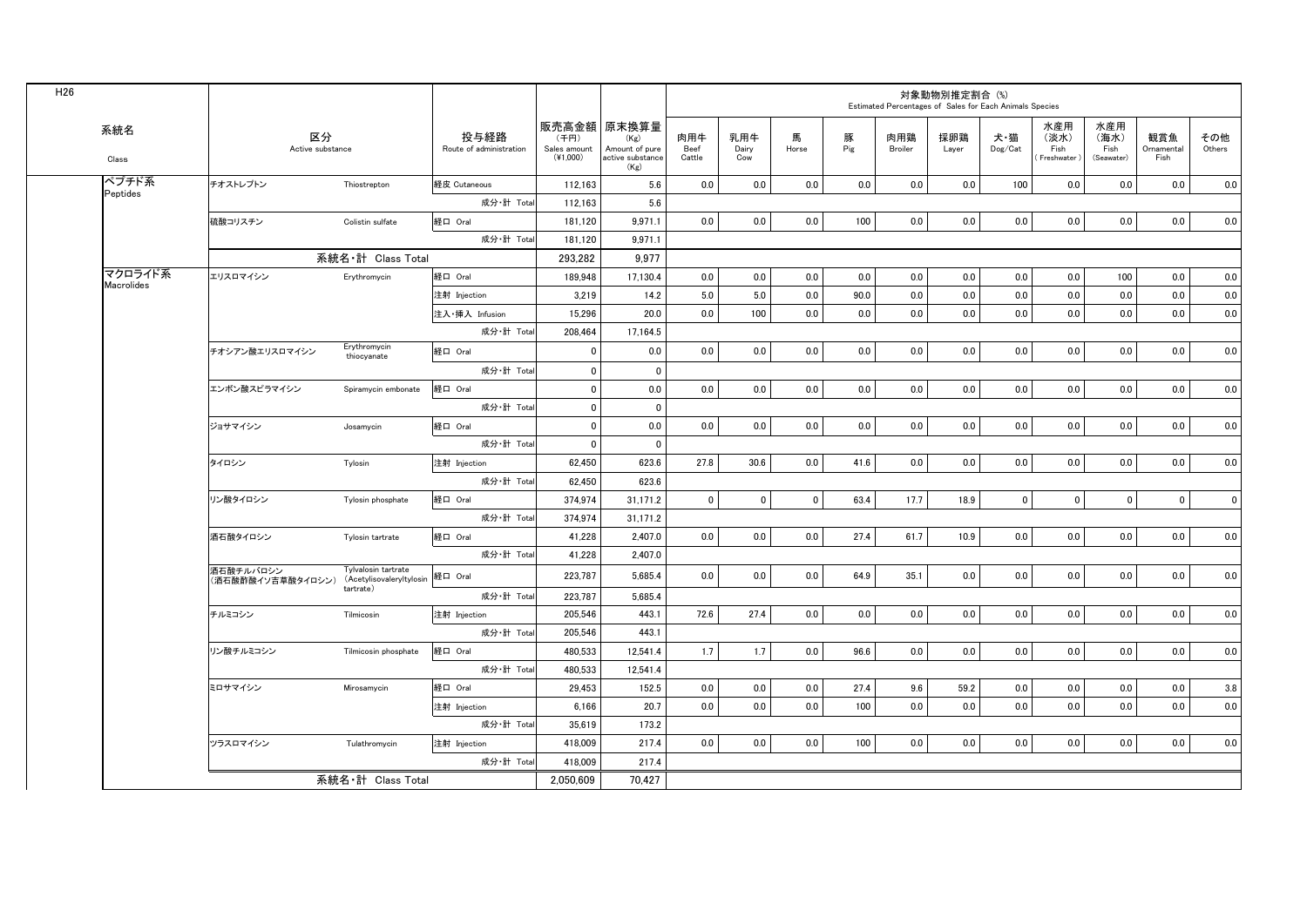H26

| 系統名<br>Class | 区分<br>Active substance | | 投与経路<br>Route of administration | 販売高金額<br>(千円)<br>Sales amount<br>(¥1,000) | 原末換算量<br>(Kg)<br>Amount of pure active substance<br>(Kg) | 対象動物別推定割合 (%)<br>Estimated Percentages of Sales for Each Animals Species | | | | | | | | | | |
|---|---|---|---|---|---|---|---|---|---|---|---|---|---|---|---|---|
| | | | | | | 肉用牛<br>Beef Cattle | 乳用牛<br>Dairy Cow | 馬<br>Horse | 豚<br>Pig | 肉用鶏<br>Broiler | 採卵鶏<br>Layer | 犬・猫<br>Dog/Cat | 水産用<br>(淡水)<br>Fish<br>(Freshwater) | 水産用<br>(海水)<br>Fish<br>(Seawater) | 観賞魚<br>Ornamental Fish | その他<br>Others |
| ペプチド系<br>Peptides | チオストレプトン | Thiostrepton | 経皮 Cutaneous | 112,163 | 5.6 | 0.0 | 0.0 | 0.0 | 0.0 | 0.0 | 0.0 | 100 | 0.0 | 0.0 | 0.0 | 0.0 |
| | | | 成分・計 Total | 112,163 | 5.6 | | | | | | | | | | | |
| | 硫酸コリスチン | Colistin sulfate | 経口 Oral | 181,120 | 9,971.1 | 0.0 | 0.0 | 0.0 | 100 | 0.0 | 0.0 | 0.0 | 0.0 | 0.0 | 0.0 | 0.0 |
| | | | 成分・計 Total | 181,120 | 9,971.1 | | | | | | | | | | | |
| | 系統名・計 Class Total | | | 293,282 | 9,977 | | | | | | | | | | | |
| マクロライド系<br>Macrolides | エリスロマイシン | Erythromycin | 経口 Oral | 189,948 | 17,130.4 | 0.0 | 0.0 | 0.0 | 0.0 | 0.0 | 0.0 | 0.0 | 0.0 | 100 | 0.0 | 0.0 |
| | | | 注射 Injection | 3,219 | 14.2 | 5.0 | 5.0 | 0.0 | 90.0 | 0.0 | 0.0 | 0.0 | 0.0 | 0.0 | 0.0 | 0.0 |
| | | | 注入・挿入 Infusion | 15,296 | 20.0 | 0.0 | 100 | 0.0 | 0.0 | 0.0 | 0.0 | 0.0 | 0.0 | 0.0 | 0.0 | 0.0 |
| | | | 成分・計 Total | 208,464 | 17,164.5 | | | | | | | | | | | |
| | チオシアン酸エリスロマイシン | Erythromycin thiocyanate | 経口 Oral | 0 | 0.0 | 0.0 | 0.0 | 0.0 | 0.0 | 0.0 | 0.0 | 0.0 | 0.0 | 0.0 | 0.0 | 0.0 |
| | | | 成分・計 Total | 0 | 0 | | | | | | | | | | | |
| | エンボン酸スピラマイシン | Spiramycin embonate | 経口 Oral | 0 | 0.0 | 0.0 | 0.0 | 0.0 | 0.0 | 0.0 | 0.0 | 0.0 | 0.0 | 0.0 | 0.0 | 0.0 |
| | | | 成分・計 Total | 0 | 0 | | | | | | | | | | | |
| | ジョサマイシン | Josamycin | 経口 Oral | 0 | 0.0 | 0.0 | 0.0 | 0.0 | 0.0 | 0.0 | 0.0 | 0.0 | 0.0 | 0.0 | 0.0 | 0.0 |
| | | | 成分・計 Total | 0 | 0 | | | | | | | | | | | |
| | タイロシン | Tylosin | 注射 Injection | 62,450 | 623.6 | 27.8 | 30.6 | 0.0 | 41.6 | 0.0 | 0.0 | 0.0 | 0.0 | 0.0 | 0.0 | 0.0 |
| | | | 成分・計 Total | 62,450 | 623.6 | | | | | | | | | | | |
| | リン酸タイロシン | Tylosin phosphate | 経口 Oral | 374,974 | 31,171.2 | 0 | 0 | 0 | 63.4 | 17.7 | 18.9 | 0 | 0 | 0 | 0 | 0 |
| | | | 成分・計 Total | 374,974 | 31,171.2 | | | | | | | | | | | |
| | 酒石酸タイロシン | Tylosin tartrate | 経口 Oral | 41,228 | 2,407.0 | 0.0 | 0.0 | 0.0 | 27.4 | 61.7 | 10.9 | 0.0 | 0.0 | 0.0 | 0.0 | 0.0 |
| | | | 成分・計 Total | 41,228 | 2,407.0 | | | | | | | | | | | |
| | 酒石酸チルバロシン<br>(酒石酸酢酸イソ吉草酸タイロシン) | Tylvalosin tartrate<br>(Acetylisovaleryltylosin tartrate) | 経口 Oral | 223,787 | 5,685.4 | 0.0 | 0.0 | 0.0 | 64.9 | 35.1 | 0.0 | 0.0 | 0.0 | 0.0 | 0.0 | 0.0 |
| | | | 成分・計 Total | 223,787 | 5,685.4 | | | | | | | | | | | |
| | チルミコシン | Tilmicosin | 注射 Injection | 205,546 | 443.1 | 72.6 | 27.4 | 0.0 | 0.0 | 0.0 | 0.0 | 0.0 | 0.0 | 0.0 | 0.0 | 0.0 |
| | | | 成分・計 Total | 205,546 | 443.1 | | | | | | | | | | | |
| | リン酸チルミコシン | Tilmicosin phosphate | 経口 Oral | 480,533 | 12,541.4 | 1.7 | 1.7 | 0.0 | 96.6 | 0.0 | 0.0 | 0.0 | 0.0 | 0.0 | 0.0 | 0.0 |
| | | | 成分・計 Total | 480,533 | 12,541.4 | | | | | | | | | | | |
| | ミロサマイシン | Mirosamycin | 経口 Oral | 29,453 | 152.5 | 0.0 | 0.0 | 0.0 | 27.4 | 9.6 | 59.2 | 0.0 | 0.0 | 0.0 | 0.0 | 3.8 |
| | | | 注射 Injection | 6,166 | 20.7 | 0.0 | 0.0 | 0.0 | 100 | 0.0 | 0.0 | 0.0 | 0.0 | 0.0 | 0.0 | 0.0 |
| | | | 成分・計 Total | 35,619 | 173.2 | | | | | | | | | | | |
| | ツラスロマイシン | Tulathromycin | 注射 Injection | 418,009 | 217.4 | 0.0 | 0.0 | 0.0 | 100 | 0.0 | 0.0 | 0.0 | 0.0 | 0.0 | 0.0 | 0.0 |
| | | | 成分・計 Total | 418,009 | 217.4 | | | | | | | | | | | |
| | 系統名・計 Class Total | | | 2,050,609 | 70,427 | | | | | | | | | | | |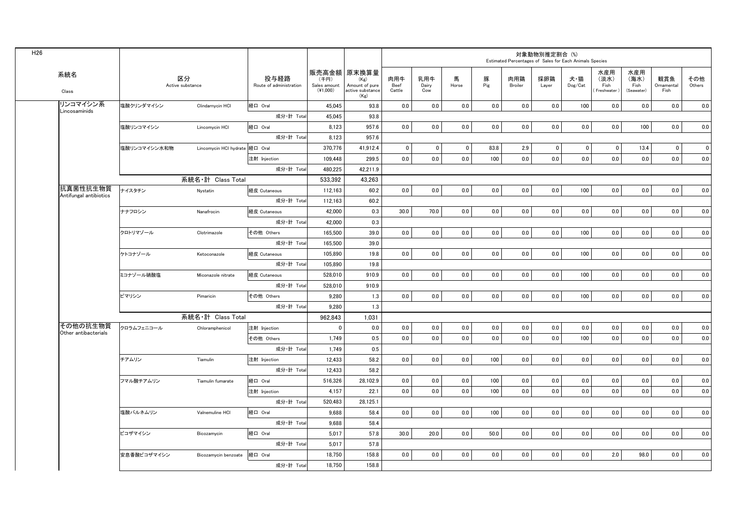H26

| 系統名 Class | 区分 Active substance | | 投与経路 Route of administration | 販売高金額 (千円) Sales amount (¥1,000) | 原末換算量 (Kg) Amount of pure active substance (Kg) | 対象動物別推定割合 (%) Estimated Percentages of Sales for Each Animals Species | | | | | | | | | | |
|---|---|---|---|---|---|---|---|---|---|---|---|---|---|---|---|---|
| | | | | | | 肉用牛 Beef Cattle | 乳用牛 Dairy Cow | 馬 Horse | 豚 Pig | 肉用鶏 Broiler | 採卵鶏 Layer | 犬・猫 Dog/Cat | 水産用(淡水) Fish (Freshwater) | 水産用(海水) Fish (Seawater) | 観賞魚 Ornamental Fish | その他 Others |
| リンコマイシン系 Lincosaminids | 塩酸クリンダマイシン | Clindamycin HCl | 経口 Oral | 45,045 | 93.8 | 0.0 | 0.0 | 0.0 | 0.0 | 0.0 | 0.0 | 100 | 0.0 | 0.0 | 0.0 | 0.0 |
| | | | 成分・計 Total | 45,045 | 93.8 | | | | | | | | | | | |
| | 塩酸リンコマイシン | Lincomycin HCl | 経口 Oral | 8,123 | 957.6 | 0.0 | 0.0 | 0.0 | 0.0 | 0.0 | 0.0 | 0.0 | 0.0 | 100 | 0.0 | 0.0 |
| | | | 成分・計 Total | 8,123 | 957.6 | | | | | | | | | | | |
| | 塩酸リンコマイシン水和物 | Lincomycin HCl hydrate | 経口 Oral | 370,776 | 41,912.4 | 0 | 0 | 0 | 83.8 | 2.9 | 0 | 0 | 0 | 13.4 | 0 | 0 |
| | | | 注射 Injection | 109,448 | 299.5 | 0.0 | 0.0 | 0.0 | 100 | 0.0 | 0.0 | 0.0 | 0.0 | 0.0 | 0.0 | 0.0 |
| | | | 成分・計 Total | 480,225 | 42,211.9 | | | | | | | | | | | |
| | 系統名・計 Class Total | | | 533,392 | 43,263 | | | | | | | | | | | |
| 抗真菌性抗生物質 Antifungal antibiotics | ナイスタチン | Nystatin | 経皮 Cutaneous | 112,163 | 60.2 | 0.0 | 0.0 | 0.0 | 0.0 | 0.0 | 0.0 | 100 | 0.0 | 0.0 | 0.0 | 0.0 |
| | | | 成分・計 Total | 112,163 | 60.2 | | | | | | | | | | | |
| | ナナフロシン | Nanafrocin | 経皮 Cutaneous | 42,000 | 0.3 | 30.0 | 70.0 | 0.0 | 0.0 | 0.0 | 0.0 | 0.0 | 0.0 | 0.0 | 0.0 | 0.0 |
| | | | 成分・計 Total | 42,000 | 0.3 | | | | | | | | | | | |
| | クロトリマゾール | Clotrimazole | その他 Others | 165,500 | 39.0 | 0.0 | 0.0 | 0.0 | 0.0 | 0.0 | 0.0 | 100 | 0.0 | 0.0 | 0.0 | 0.0 |
| | | | 成分・計 Total | 165,500 | 39.0 | | | | | | | | | | | |
| | ケトコナゾール | Ketoconazole | 経皮 Cutaneous | 105,890 | 19.8 | 0.0 | 0.0 | 0.0 | 0.0 | 0.0 | 0.0 | 100 | 0.0 | 0.0 | 0.0 | 0.0 |
| | | | 成分・計 Total | 105,890 | 19.8 | | | | | | | | | | | |
| | ミコナゾール硝酸塩 | Miconazole nitrate | 経皮 Cutaneous | 528,010 | 910.9 | 0.0 | 0.0 | 0.0 | 0.0 | 0.0 | 0.0 | 100 | 0.0 | 0.0 | 0.0 | 0.0 |
| | | | 成分・計 Total | 528,010 | 910.9 | | | | | | | | | | | |
| | ピマリシン | Pimaricin | その他 Others | 9,280 | 1.3 | 0.0 | 0.0 | 0.0 | 0.0 | 0.0 | 0.0 | 100 | 0.0 | 0.0 | 0.0 | 0.0 |
| | | | 成分・計 Total | 9,280 | 1.3 | | | | | | | | | | | |
| | 系統名・計 Class Total | | | 962,843 | 1,031 | | | | | | | | | | | |
| その他の抗生物質 Other antibacterials | クロラムフェニコール | Chloramphenicol | 注射 Injection | 0 | 0.0 | 0.0 | 0.0 | 0.0 | 0.0 | 0.0 | 0.0 | 0.0 | 0.0 | 0.0 | 0.0 | 0.0 |
| | | | その他 Others | 1,749 | 0.5 | 0.0 | 0.0 | 0.0 | 0.0 | 0.0 | 0.0 | 100 | 0.0 | 0.0 | 0.0 | 0.0 |
| | | | 成分・計 Total | 1,749 | 0.5 | | | | | | | | | | | |
| | チアムリン | Tiamulin | 注射 Injection | 12,433 | 58.2 | 0.0 | 0.0 | 0.0 | 100 | 0.0 | 0.0 | 0.0 | 0.0 | 0.0 | 0.0 | 0.0 |
| | | | 成分・計 Total | 12,433 | 58.2 | | | | | | | | | | | |
| | フマル酸チアムリン | Tiamulin fumarate | 経口 Oral | 516,326 | 28,102.9 | 0.0 | 0.0 | 0.0 | 100 | 0.0 | 0.0 | 0.0 | 0.0 | 0.0 | 0.0 | 0.0 |
| | | | 注射 Injection | 4,157 | 22.1 | 0.0 | 0.0 | 0.0 | 100 | 0.0 | 0.0 | 0.0 | 0.0 | 0.0 | 0.0 | 0.0 |
| | | | 成分・計 Total | 520,483 | 28,125.1 | | | | | | | | | | | |
| | 塩酸バルネムリン | Valnemuline HCl | 経口 Oral | 9,688 | 58.4 | 0.0 | 0.0 | 0.0 | 100 | 0.0 | 0.0 | 0.0 | 0.0 | 0.0 | 0.0 | 0.0 |
| | | | 成分・計 Total | 9,688 | 58.4 | | | | | | | | | | | |
| | ビコザマイシン | Bicozamycin | 経口 Oral | 5,017 | 57.8 | 30.0 | 20.0 | 0.0 | 50.0 | 0.0 | 0.0 | 0.0 | 0.0 | 0.0 | 0.0 | 0.0 |
| | | | 成分・計 Total | 5,017 | 57.8 | | | | | | | | | | | |
| | 安息香酸ビコザマイシン | Bicozamycin benzoate | 経口 Oral | 18,750 | 158.8 | 0.0 | 0.0 | 0.0 | 0.0 | 0.0 | 0.0 | 0.0 | 2.0 | 98.0 | 0.0 | 0.0 |
| | | | 成分・計 Total | 18,750 | 158.8 | | | | | | | | | | | |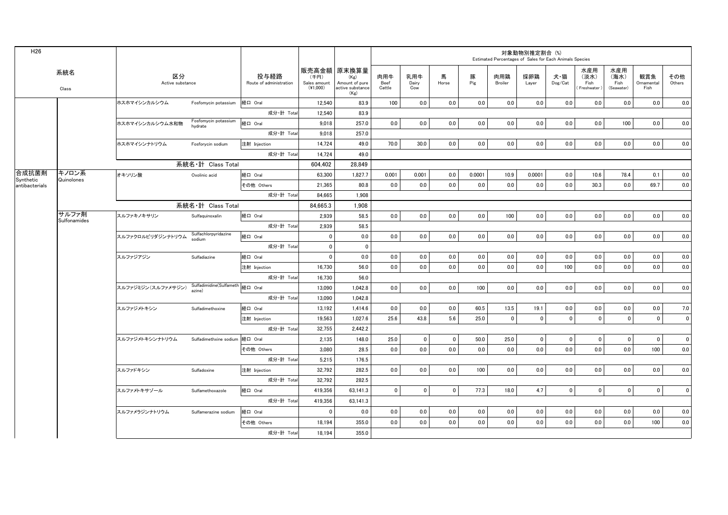H26

| 系統名 Class | | 区分 Active substance | | 投与経路 Route of administration | 販売高金額 (千円) Sales amount (¥1,000) | 原末換算量 (Kg) Amount of pure active substance (Kg) | 対象動物別推定割合 (%) Estimated Percentages of Sales for Each Animals Species | | | | | | | | | | |
|---|---|---|---|---|---|---|---|---|---|---|---|---|---|---|---|---|---|
| | | | | | | | 肉用牛 Beef Cattle | 乳用牛 Dairy Cow | 馬 Horse | 豚 Pig | 肉用鶏 Broiler | 採卵鶏 Layer | 犬・猫 Dog/Cat | 水産用（淡水） Fish (Freshwater) | 水産用（海水） Fish (Seawater) | 観賞魚 Ornamental Fish | その他 Others |
| | | ホスホマイシンカルシウム | Fosfomycin potassium | 経口 Oral | 12,540 | 83.9 | 100 | 0.0 | 0.0 | 0.0 | 0.0 | 0.0 | 0.0 | 0.0 | 0.0 | 0.0 | 0.0 |
| | | | | 成分・計 Total | 12,540 | 83.9 | | | | | | | | | | | |
| | | ホスホマイシンカルシウム水和物 | Fosfomycin potassium hydrate | 経口 Oral | 9,018 | 257.0 | 0.0 | 0.0 | 0.0 | 0.0 | 0.0 | 0.0 | 0.0 | 0.0 | 100 | 0.0 | 0.0 |
| | | | | 成分・計 Total | 9,018 | 257.0 | | | | | | | | | | | |
| | | ホスホマイシンナトリウム | Fosforycin sodium | 注射 Injection | 14,724 | 49.0 | 70.0 | 30.0 | 0.0 | 0.0 | 0.0 | 0.0 | 0.0 | 0.0 | 0.0 | 0.0 | 0.0 |
| | | | | 成分・計 Total | 14,724 | 49.0 | | | | | | | | | | | |
| | | 系統名・計 Class Total | | | 604,402 | 28,849 | | | | | | | | | | | |
| 合成抗菌剤 Synthetic antibacterials | キノロン系 Quinolones | オキソリン酸 | Oxolinic acid | 経口 Oral | 63,300 | 1,827.7 | 0.001 | 0.001 | 0.0 | 0.0001 | 10.9 | 0.0001 | 0.0 | 10.6 | 78.4 | 0.1 | 0.0 |
| | | | | その他 Others | 21,365 | 80.8 | 0.0 | 0.0 | 0.0 | 0.0 | 0.0 | 0.0 | 0.0 | 30.3 | 0.0 | 69.7 | 0.0 |
| | | | | 成分・計 Total | 84,665 | 1,908 | | | | | | | | | | | |
| | | 系統名・計 Class Total | | | 84,665.3 | 1,908 | | | | | | | | | | | |
| | サルファ剤 Sulfonamides | スルファキノキサリン | Sulfaquinoxalin | 経口 Oral | 2,939 | 58.5 | 0.0 | 0.0 | 0.0 | 0.0 | 100 | 0.0 | 0.0 | 0.0 | 0.0 | 0.0 | 0.0 |
| | | | | 成分・計 Total | 2,939 | 58.5 | | | | | | | | | | | |
| | | スルファクロルピリダジンナトリウム | Sulfachlorpyridazine sodium | 経口 Oral | 0 | 0.0 | 0.0 | 0.0 | 0.0 | 0.0 | 0.0 | 0.0 | 0.0 | 0.0 | 0.0 | 0.0 | 0.0 |
| | | | | 成分・計 Total | 0 | 0 | | | | | | | | | | | |
| | | スルファジアジン | Sulfadiazine | 経口 Oral | 0 | 0.0 | 0.0 | 0.0 | 0.0 | 0.0 | 0.0 | 0.0 | 0.0 | 0.0 | 0.0 | 0.0 | 0.0 |
| | | | | 注射 Injection | 16,730 | 56.0 | 0.0 | 0.0 | 0.0 | 0.0 | 0.0 | 0.0 | 100 | 0.0 | 0.0 | 0.0 | 0.0 |
| | | | | 成分・計 Total | 16,730 | 56.0 | | | | | | | | | | | |
| | | スルファジミジン(スルファメサジン) | Sulfadimidine(Sulfamethazine) | 経口 Oral | 13,090 | 1,042.8 | 0.0 | 0.0 | 0.0 | 100 | 0.0 | 0.0 | 0.0 | 0.0 | 0.0 | 0.0 | 0.0 |
| | | | | 成分・計 Total | 13,090 | 1,042.8 | | | | | | | | | | | |
| | | スルファジメトキシン | Sulfadimethoxine | 経口 Oral | 13,192 | 1,414.6 | 0.0 | 0.0 | 0.0 | 60.5 | 13.5 | 19.1 | 0.0 | 0.0 | 0.0 | 0.0 | 7.0 |
| | | | | 注射 Injection | 19,563 | 1,027.6 | 25.6 | 43.8 | 5.6 | 25.0 | 0 | 0 | 0 | 0 | 0 | 0 | 0 |
| | | | | 成分・計 Total | 32,755 | 2,442.2 | | | | | | | | | | | |
| | | スルファジメトキシンナトリウム | Sulfadimethxine sodium | 経口 Oral | 2,135 | 148.0 | 25.0 | 0 | 0 | 50.0 | 25.0 | 0 | 0 | 0 | 0 | 0 | 0 |
| | | | | その他 Others | 3,080 | 28.5 | 0.0 | 0.0 | 0.0 | 0.0 | 0.0 | 0.0 | 0.0 | 0.0 | 0.0 | 100 | 0.0 |
| | | | | 成分・計 Total | 5,215 | 176.5 | | | | | | | | | | | |
| | | スルファドキシン | Sulfadoxine | 注射 Injection | 32,792 | 282.5 | 0.0 | 0.0 | 0.0 | 100 | 0.0 | 0.0 | 0.0 | 0.0 | 0.0 | 0.0 | 0.0 |
| | | | | 成分・計 Total | 32,792 | 282.5 | | | | | | | | | | | |
| | | スルファメトキサゾール | Sulfamethoxazole | 経口 Oral | 419,356 | 63,141.3 | 0 | 0 | 0 | 77.3 | 18.0 | 4.7 | 0 | 0 | 0 | 0 | 0 |
| | | | | 成分・計 Total | 419,356 | 63,141.3 | | | | | | | | | | | |
| | | スルファメラジンナトリウム | Sulfamerazine sodium | 経口 Oral | 0 | 0.0 | 0.0 | 0.0 | 0.0 | 0.0 | 0.0 | 0.0 | 0.0 | 0.0 | 0.0 | 0.0 | 0.0 |
| | | | | その他 Others | 18,194 | 355.0 | 0.0 | 0.0 | 0.0 | 0.0 | 0.0 | 0.0 | 0.0 | 0.0 | 0.0 | 100 | 0.0 |
| | | | | 成分・計 Total | 18,194 | 355.0 | | | | | | | | | | | |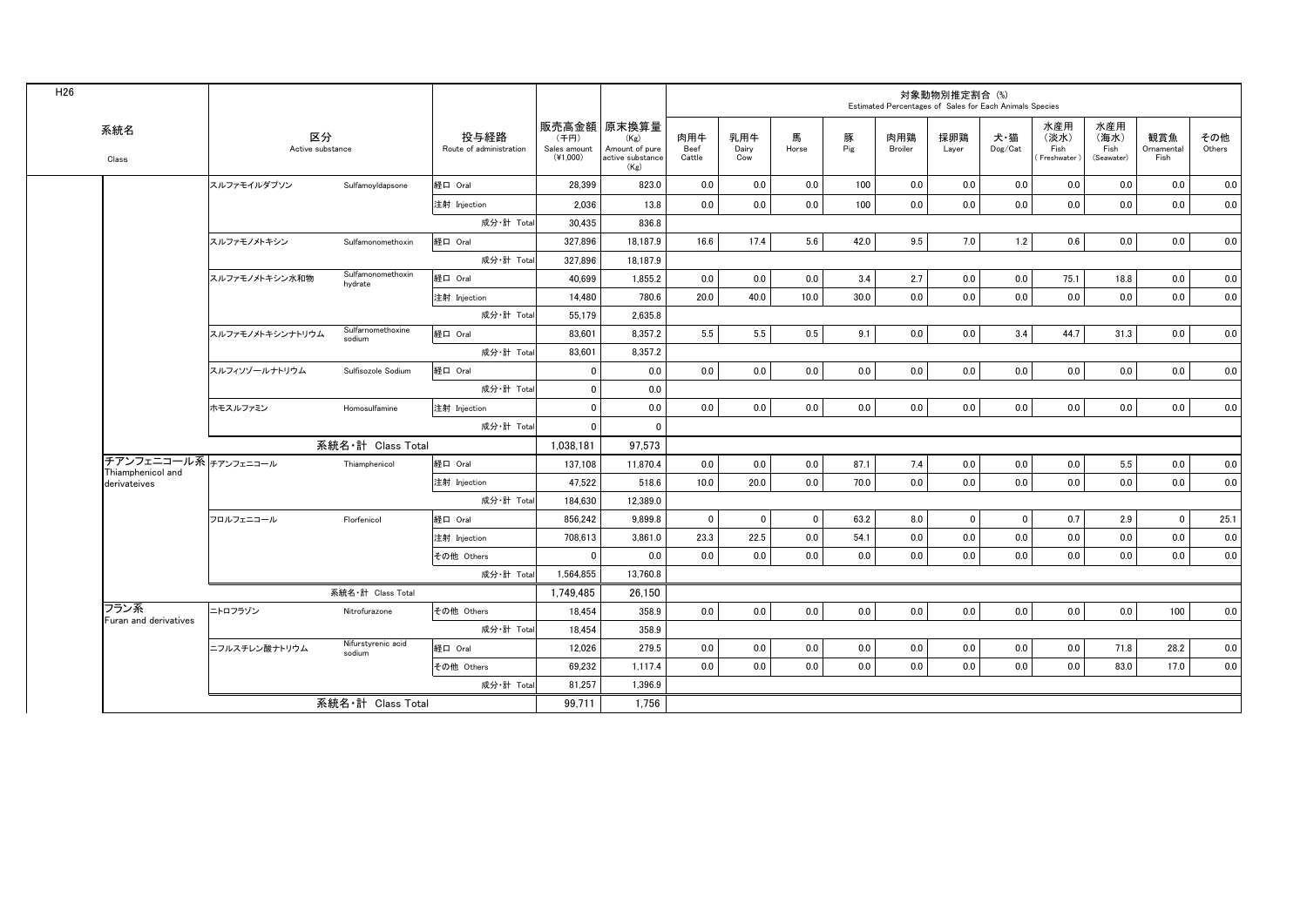H26

| 系統名 Class | 区分 Active substance | | 投与経路 Route of administration | 販売高金額 (千円) Sales amount (¥1,000) | 原末換算量 (Kg) Amount of pure active substance (Kg) | 対象動物別推定割合 (%) Estimated Percentages of Sales for Each Animals Species | | | | | | | | | | |
|---|---|---|---|---|---|---|---|---|---|---|---|---|---|---|---|---|
| | | | | | | 肉用牛 Beef Cattle | 乳用牛 Dairy Cow | 馬 Horse | 豚 Pig | 肉用鶏 Broiler | 採卵鶏 Layer | 犬・猫 Dog/Cat | 水産用 (淡水) Fish (Freshwater) | 水産用 (海水) Fish (Seawater) | 観賞魚 Ornamental Fish | その他 Others |
| | スルファモイルダプソン | Sulfamoyldapsone | 経口 Oral | 28,399 | 823.0 | 0.0 | 0.0 | 0.0 | 100 | 0.0 | 0.0 | 0.0 | 0.0 | 0.0 | 0.0 | 0.0 |
| | | | 注射 Injection | 2,036 | 13.8 | 0.0 | 0.0 | 0.0 | 100 | 0.0 | 0.0 | 0.0 | 0.0 | 0.0 | 0.0 | 0.0 |
| | | | 成分・計 Total | 30,435 | 836.8 | | | | | | | | | | | |
| | スルファモノメトキシン | Sulfamonomethoxin | 経口 Oral | 327,896 | 18,187.9 | 16.6 | 17.4 | 5.6 | 42.0 | 9.5 | 7.0 | 1.2 | 0.6 | 0.0 | 0.0 | 0.0 |
| | | | 成分・計 Total | 327,896 | 18,187.9 | | | | | | | | | | | |
| | スルファモノメトキシン水和物 | Sulfamonomethoxin hydrate | 経口 Oral | 40,699 | 1,855.2 | 0.0 | 0.0 | 0.0 | 3.4 | 2.7 | 0.0 | 0.0 | 75.1 | 18.8 | 0.0 | 0.0 |
| | | | 注射 Injection | 14,480 | 780.6 | 20.0 | 40.0 | 10.0 | 30.0 | 0.0 | 0.0 | 0.0 | 0.0 | 0.0 | 0.0 | 0.0 |
| | | | 成分・計 Total | 55,179 | 2,635.8 | | | | | | | | | | | |
| | スルファモノメトキシンナトリウム | Sulfamonomethoxine sodium | 経口 Oral | 83,601 | 8,357.2 | 5.5 | 5.5 | 0.5 | 9.1 | 0.0 | 0.0 | 3.4 | 44.7 | 31.3 | 0.0 | 0.0 |
| | | | 成分・計 Total | 83,601 | 8,357.2 | | | | | | | | | | | |
| | スルフィソゾールナトリウム | Sulfisozole Sodium | 経口 Oral | 0 | 0.0 | 0.0 | 0.0 | 0.0 | 0.0 | 0.0 | 0.0 | 0.0 | 0.0 | 0.0 | 0.0 | 0.0 |
| | | | 成分・計 Total | 0 | 0.0 | | | | | | | | | | | |
| | ホモスルファミン | Homosulfamine | 注射 Injection | 0 | 0.0 | 0.0 | 0.0 | 0.0 | 0.0 | 0.0 | 0.0 | 0.0 | 0.0 | 0.0 | 0.0 | 0.0 |
| | | | 成分・計 Total | 0 | 0 | | | | | | | | | | | |
| | 系統名・計 Class Total | | | 1,038,181 | 97,573 | | | | | | | | | | | |
| チアンフェニコール系 Thiamphenicol and derivateives | チアンフェニコール | Thiamphenicol | 経口 Oral | 137,108 | 11,870.4 | 0.0 | 0.0 | 0.0 | 87.1 | 7.4 | 0.0 | 0.0 | 0.0 | 5.5 | 0.0 | 0.0 |
| | | | 注射 Injection | 47,522 | 518.6 | 10.0 | 20.0 | 0.0 | 70.0 | 0.0 | 0.0 | 0.0 | 0.0 | 0.0 | 0.0 | 0.0 |
| | | | 成分・計 Total | 184,630 | 12,389.0 | | | | | | | | | | | |
| | フロルフェニコール | Florfenicol | 経口 Oral | 856,242 | 9,899.8 | 0 | 0 | 0 | 63.2 | 8.0 | 0 | 0 | 0.7 | 2.9 | 0 | 25.1 |
| | | | 注射 Injection | 708,613 | 3,861.0 | 23.3 | 22.5 | 0.0 | 54.1 | 0.0 | 0.0 | 0.0 | 0.0 | 0.0 | 0.0 | 0.0 |
| | | | その他 Others | 0 | 0.0 | 0.0 | 0.0 | 0.0 | 0.0 | 0.0 | 0.0 | 0.0 | 0.0 | 0.0 | 0.0 | 0.0 |
| | | | 成分・計 Total | 1,564,855 | 13,760.8 | | | | | | | | | | | |
| | 系統名・計 Class Total | | | 1,749,485 | 26,150 | | | | | | | | | | | |
| フラン系 Furan and derivatives | ニトロフラゾン | Nitrofurazone | その他 Others | 18,454 | 358.9 | 0.0 | 0.0 | 0.0 | 0.0 | 0.0 | 0.0 | 0.0 | 0.0 | 0.0 | 100 | 0.0 |
| | | | 成分・計 Total | 18,454 | 358.9 | | | | | | | | | | | |
| | ニフルスチレン酸ナトリウム | Nifurstyrenic acid sodium | 経口 Oral | 12,026 | 279.5 | 0.0 | 0.0 | 0.0 | 0.0 | 0.0 | 0.0 | 0.0 | 0.0 | 71.8 | 28.2 | 0.0 |
| | | | その他 Others | 69,232 | 1,117.4 | 0.0 | 0.0 | 0.0 | 0.0 | 0.0 | 0.0 | 0.0 | 0.0 | 83.0 | 17.0 | 0.0 |
| | | | 成分・計 Total | 81,257 | 1,396.9 | | | | | | | | | | | |
| | 系統名・計 Class Total | | | 99,711 | 1,756 | | | | | | | | | | | |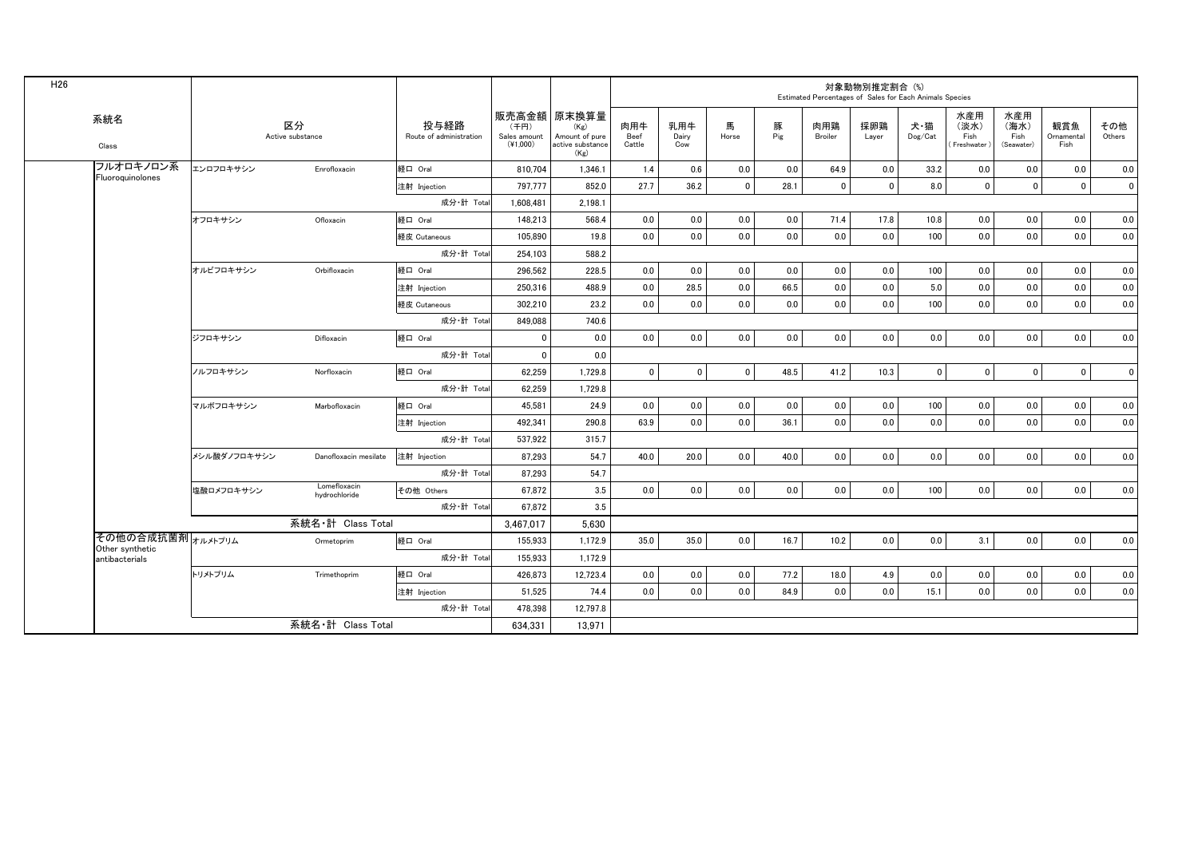H26

| 系統名 Class | 区分 Active substance | | 投与経路 Route of administration | 販売高金額 (千円) Sales amount (¥1,000) | 原末換算量 (Kg) Amount of pure active substance (Kg) | 対象動物別推定割合 (%) Estimated Percentages of Sales for Each Animals Species | | | | | | | | | | |
|---|---|---|---|---|---|---|---|---|---|---|---|---|---|---|---|---|
| | | | | | | 肉用牛 Beef Cattle | 乳用牛 Dairy Cow | 馬 Horse | 豚 Pig | 肉用鶏 Broiler | 採卵鶏 Layer | 犬・猫 Dog/Cat | 水産用（淡水）Fish (Freshwater) | 水産用（海水）Fish (Seawater) | 観賞魚 Ornamental Fish | その他 Others |
| フルオロキノロン系 Fluoroquinolones | エンロフロキサシン | Enrofloxacin | 経口 Oral | 810,704 | 1,346.1 | 1.4 | 0.6 | 0.0 | 0.0 | 64.9 | 0.0 | 33.2 | 0.0 | 0.0 | 0.0 | 0.0 |
| | | | 注射 Injection | 797,777 | 852.0 | 27.7 | 36.2 | 0 | 28.1 | 0 | 0 | 8.0 | 0 | 0 | 0 | 0 |
| | | | 成分・計 Total | 1,608,481 | 2,198.1 | | | | | | | | | | | |
| | オフロキサシン | Ofloxacin | 経口 Oral | 148,213 | 568.4 | 0.0 | 0.0 | 0.0 | 0.0 | 71.4 | 17.8 | 10.8 | 0.0 | 0.0 | 0.0 | 0.0 |
| | | | 経皮 Cutaneous | 105,890 | 19.8 | 0.0 | 0.0 | 0.0 | 0.0 | 0.0 | 0.0 | 100 | 0.0 | 0.0 | 0.0 | 0.0 |
| | | | 成分・計 Total | 254,103 | 588.2 | | | | | | | | | | | |
| | オルビフロキサシン | Orbifloxacin | 経口 Oral | 296,562 | 228.5 | 0.0 | 0.0 | 0.0 | 0.0 | 0.0 | 0.0 | 100 | 0.0 | 0.0 | 0.0 | 0.0 |
| | | | 注射 Injection | 250,316 | 488.9 | 0.0 | 28.5 | 0.0 | 66.5 | 0.0 | 0.0 | 5.0 | 0.0 | 0.0 | 0.0 | 0.0 |
| | | | 経皮 Cutaneous | 302,210 | 23.2 | 0.0 | 0.0 | 0.0 | 0.0 | 0.0 | 0.0 | 100 | 0.0 | 0.0 | 0.0 | 0.0 |
| | | | 成分・計 Total | 849,088 | 740.6 | | | | | | | | | | | |
| | ジフロキサシン | Difloxacin | 経口 Oral | 0 | 0.0 | 0.0 | 0.0 | 0.0 | 0.0 | 0.0 | 0.0 | 0.0 | 0.0 | 0.0 | 0.0 | 0.0 |
| | | | 成分・計 Total | 0 | 0.0 | | | | | | | | | | | |
| | ノルフロキサシン | Norfloxacin | 経口 Oral | 62,259 | 1,729.8 | 0 | 0 | 0 | 48.5 | 41.2 | 10.3 | 0 | 0 | 0 | 0 | 0 |
| | | | 成分・計 Total | 62,259 | 1,729.8 | | | | | | | | | | | |
| | マルボフロキサシン | Marbofloxacin | 経口 Oral | 45,581 | 24.9 | 0.0 | 0.0 | 0.0 | 0.0 | 0.0 | 0.0 | 100 | 0.0 | 0.0 | 0.0 | 0.0 |
| | | | 注射 Injection | 492,341 | 290.8 | 63.9 | 0.0 | 0.0 | 36.1 | 0.0 | 0.0 | 0.0 | 0.0 | 0.0 | 0.0 | 0.0 |
| | | | 成分・計 Total | 537,922 | 315.7 | | | | | | | | | | | |
| | メシル酸ダノフロキサシン | Danofloxacin mesilate | 注射 Injection | 87,293 | 54.7 | 40.0 | 20.0 | 0.0 | 40.0 | 0.0 | 0.0 | 0.0 | 0.0 | 0.0 | 0.0 | 0.0 |
| | | | 成分・計 Total | 87,293 | 54.7 | | | | | | | | | | | |
| | 塩酸ロメフロキサシン | Lomefloxacin hydrochloride | その他 Others | 67,872 | 3.5 | 0.0 | 0.0 | 0.0 | 0.0 | 0.0 | 0.0 | 100 | 0.0 | 0.0 | 0.0 | 0.0 |
| | | | 成分・計 Total | 67,872 | 3.5 | | | | | | | | | | | |
| | 系統名・計 Class Total | | | 3,467,017 | 5,630 | | | | | | | | | | | |
| その他の合成抗菌剤 Other synthetic antibacterials | オルメトプリム | Ormetoprim | 経口 Oral | 155,933 | 1,172.9 | 35.0 | 35.0 | 0.0 | 16.7 | 10.2 | 0.0 | 0.0 | 3.1 | 0.0 | 0.0 | 0.0 |
| | | | 成分・計 Total | 155,933 | 1,172.9 | | | | | | | | | | | |
| | トリメトプリム | Trimethoprim | 経口 Oral | 426,873 | 12,723.4 | 0.0 | 0.0 | 0.0 | 77.2 | 18.0 | 4.9 | 0.0 | 0.0 | 0.0 | 0.0 | 0.0 |
| | | | 注射 Injection | 51,525 | 74.4 | 0.0 | 0.0 | 0.0 | 84.9 | 0.0 | 0.0 | 15.1 | 0.0 | 0.0 | 0.0 | 0.0 |
| | | | 成分・計 Total | 478,398 | 12,797.8 | | | | | | | | | | | |
| | 系統名・計 Class Total | | | 634,331 | 13,971 | | | | | | | | | | | |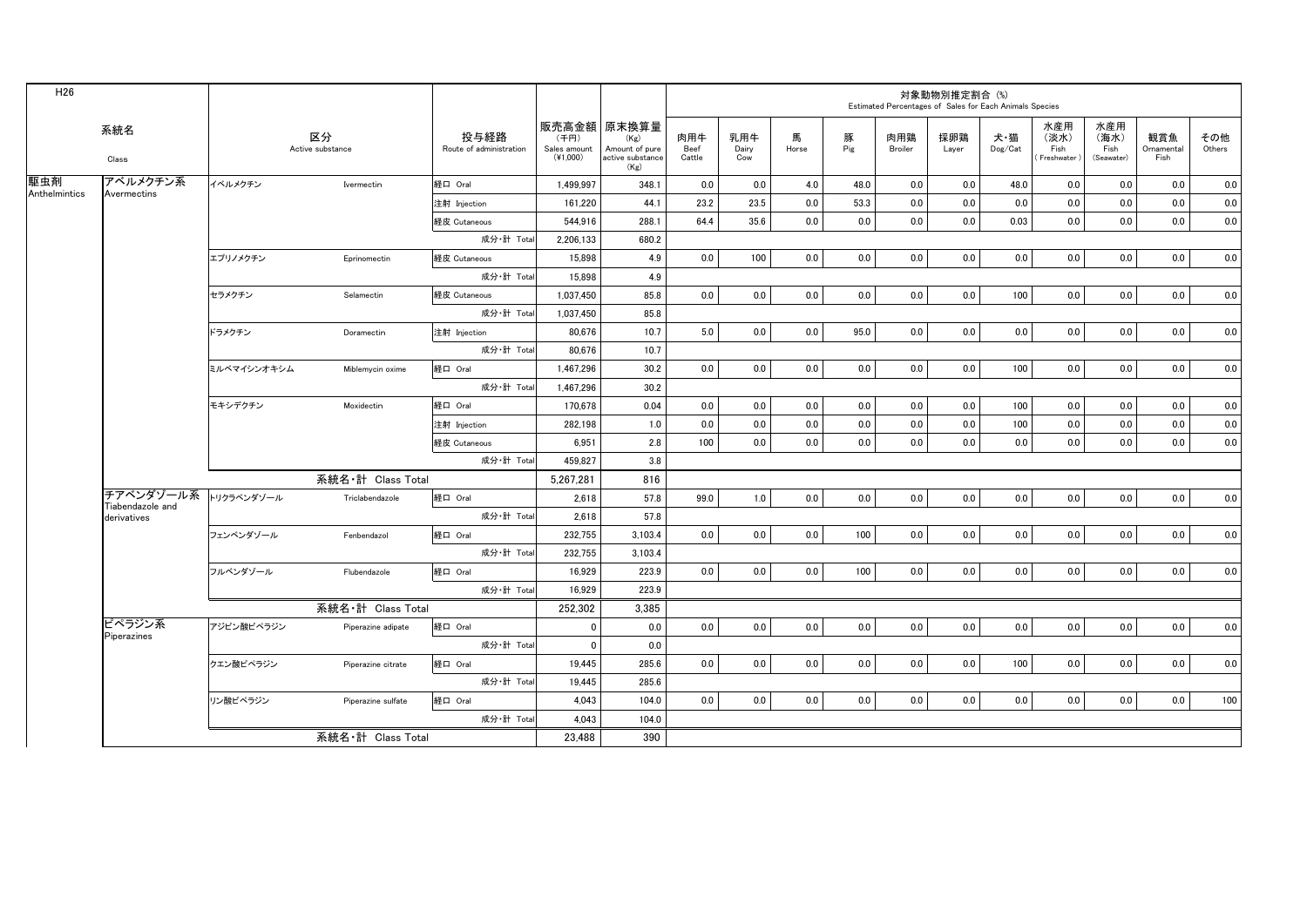H26

| 系統名 Class | | 区分 Active substance | | 投与経路 Route of administration | 販売高金額 (千円) Sales amount (¥1,000) | 原末換算量 (Kg) Amount of pure active substance (Kg) | 対象動物別推定割合 (%) Estimated Percentages of Sales for Each Animals Species | | | | | | | | | | |
|---|---|---|---|---|---|---|---|---|---|---|---|---|---|---|---|---|---|
| | | | | | | | 肉用牛 Beef Cattle | 乳用牛 Dairy Cow | 馬 Horse | 豚 Pig | 肉用鶏 Broiler | 採卵鶏 Layer | 犬・猫 Dog/Cat | 水産用（淡水） Fish (Freshwater) | 水産用（海水） Fish (Seawater) | 観賞魚 Ornamental Fish | その他 Others |
| 駆虫剤 Anthelmintics | アベルメクチン系 Avermectins | イベルメクチン | Ivermectin | 経口 Oral | 1,499,997 | 348.1 | 0.0 | 0.0 | 4.0 | 48.0 | 0.0 | 0.0 | 48.0 | 0.0 | 0.0 | 0.0 | 0.0 |
| | | | | 注射 Injection | 161,220 | 44.1 | 23.2 | 23.5 | 0.0 | 53.3 | 0.0 | 0.0 | 0.0 | 0.0 | 0.0 | 0.0 | 0.0 |
| | | | | 経皮 Cutaneous | 544,916 | 288.1 | 64.4 | 35.6 | 0.0 | 0.0 | 0.0 | 0.0 | 0.03 | 0.0 | 0.0 | 0.0 | 0.0 |
| | | | | 成分・計 Total | 2,206,133 | 680.2 | | | | | | | | | | | |
| | | エプリノメクチン | Eprinomectin | 経皮 Cutaneous | 15,898 | 4.9 | 0.0 | 100 | 0.0 | 0.0 | 0.0 | 0.0 | 0.0 | 0.0 | 0.0 | 0.0 | 0.0 |
| | | | | 成分・計 Total | 15,898 | 4.9 | | | | | | | | | | | |
| | | セラメクチン | Selamectin | 経皮 Cutaneous | 1,037,450 | 85.8 | 0.0 | 0.0 | 0.0 | 0.0 | 0.0 | 0.0 | 100 | 0.0 | 0.0 | 0.0 | 0.0 |
| | | | | 成分・計 Total | 1,037,450 | 85.8 | | | | | | | | | | | |
| | | ドラメクチン | Doramectin | 注射 Injection | 80,676 | 10.7 | 5.0 | 0.0 | 0.0 | 95.0 | 0.0 | 0.0 | 0.0 | 0.0 | 0.0 | 0.0 | 0.0 |
| | | | | 成分・計 Total | 80,676 | 10.7 | | | | | | | | | | | |
| | | ミルベマイシンオキシム | Miblemycin oxime | 経口 Oral | 1,467,296 | 30.2 | 0.0 | 0.0 | 0.0 | 0.0 | 0.0 | 0.0 | 100 | 0.0 | 0.0 | 0.0 | 0.0 |
| | | | | 成分・計 Total | 1,467,296 | 30.2 | | | | | | | | | | | |
| | | モキシデクチン | Moxidectin | 経口 Oral | 170,678 | 0.04 | 0.0 | 0.0 | 0.0 | 0.0 | 0.0 | 0.0 | 100 | 0.0 | 0.0 | 0.0 | 0.0 |
| | | | | 注射 Injection | 282,198 | 1.0 | 0.0 | 0.0 | 0.0 | 0.0 | 0.0 | 0.0 | 100 | 0.0 | 0.0 | 0.0 | 0.0 |
| | | | | 経皮 Cutaneous | 6,951 | 2.8 | 100 | 0.0 | 0.0 | 0.0 | 0.0 | 0.0 | 0.0 | 0.0 | 0.0 | 0.0 | 0.0 |
| | | | | 成分・計 Total | 459,827 | 3.8 | | | | | | | | | | | |
| | | 系統名・計 Class Total | | | 5,267,281 | 816 | | | | | | | | | | | |
| | チアベンダゾール系 Tiabendazole and derivatives | トリクラベンダゾール | Triclabendazole | 経口 Oral | 2,618 | 57.8 | 99.0 | 1.0 | 0.0 | 0.0 | 0.0 | 0.0 | 0.0 | 0.0 | 0.0 | 0.0 | 0.0 |
| | | | | 成分・計 Total | 2,618 | 57.8 | | | | | | | | | | | |
| | | フェンベンダゾール | Fenbendazol | 経口 Oral | 232,755 | 3,103.4 | 0.0 | 0.0 | 0.0 | 100 | 0.0 | 0.0 | 0.0 | 0.0 | 0.0 | 0.0 | 0.0 |
| | | | | 成分・計 Total | 232,755 | 3,103.4 | | | | | | | | | | | |
| | | フルベンダゾール | Flubendazole | 経口 Oral | 16,929 | 223.9 | 0.0 | 0.0 | 0.0 | 100 | 0.0 | 0.0 | 0.0 | 0.0 | 0.0 | 0.0 | 0.0 |
| | | | | 成分・計 Total | 16,929 | 223.9 | | | | | | | | | | | |
| | | 系統名・計 Class Total | | | 252,302 | 3,385 | | | | | | | | | | | |
| | ピペラジン系 Piperazines | アジピン酸ピペラジン | Piperazine adipate | 経口 Oral | 0 | 0.0 | 0.0 | 0.0 | 0.0 | 0.0 | 0.0 | 0.0 | 0.0 | 0.0 | 0.0 | 0.0 | 0.0 |
| | | | | 成分・計 Total | 0 | 0.0 | | | | | | | | | | | |
| | | クエン酸ピペラジン | Piperazine citrate | 経口 Oral | 19,445 | 285.6 | 0.0 | 0.0 | 0.0 | 0.0 | 0.0 | 0.0 | 100 | 0.0 | 0.0 | 0.0 | 0.0 |
| | | | | 成分・計 Total | 19,445 | 285.6 | | | | | | | | | | | |
| | | リン酸ピペラジン | Piperazine sulfate | 経口 Oral | 4,043 | 104.0 | 0.0 | 0.0 | 0.0 | 0.0 | 0.0 | 0.0 | 0.0 | 0.0 | 0.0 | 0.0 | 100 |
| | | | | 成分・計 Total | 4,043 | 104.0 | | | | | | | | | | | |
| | | 系統名・計 Class Total | | | 23,488 | 390 | | | | | | | | | | | |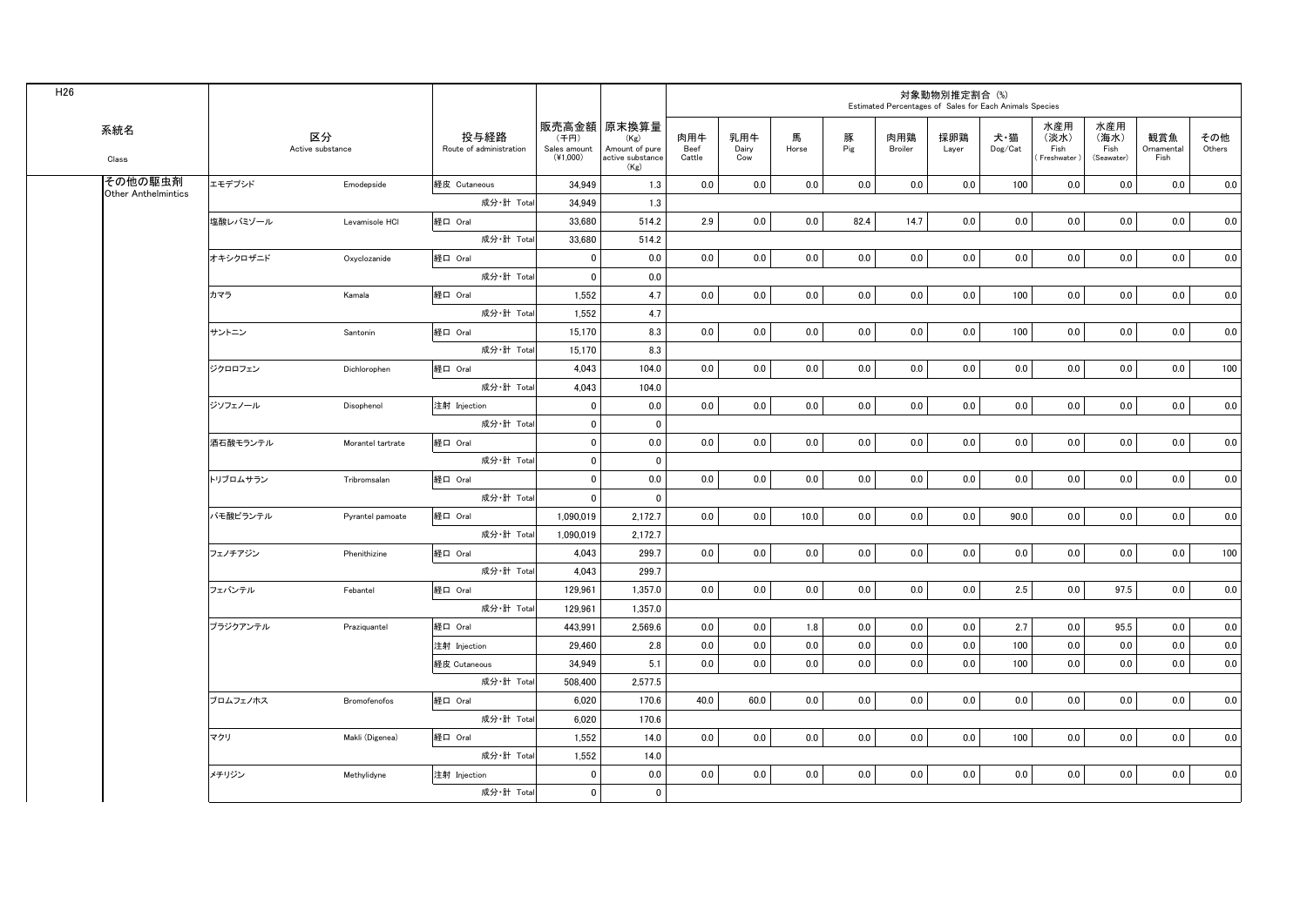H26

| 系統名 Class | 区分 Active substance | | 投与経路 Route of administration | 販売高金額 (千円) Sales amount (¥1,000) | 原末換算量 (Kg) Amount of pure active substance (Kg) | 対象動物別推定割合 (%) Estimated Percentages of Sales for Each Animals Species | | | | | | | | | | |
|---|---|---|---|---|---|---|---|---|---|---|---|---|---|---|---|---|
| | | | | | | 肉用牛 Beef Cattle | 乳用牛 Dairy Cow | 馬 Horse | 豚 Pig | 肉用鶏 Broiler | 採卵鶏 Layer | 犬・猫 Dog/Cat | 水産用 (淡水) Fish (Freshwater) | 水産用 (海水) Fish (Seawater) | 観賞魚 Ornamental Fish | その他 Others |
| その他の駆虫剤 Other Anthelmintics | エモデプシド | Emodepside | 経皮 Cutaneous | 34,949 | 1.3 | 0.0 | 0.0 | 0.0 | 0.0 | 0.0 | 0.0 | 100 | 0.0 | 0.0 | 0.0 | 0.0 |
| | | | 成分・計 Total | 34,949 | 1.3 | | | | | | | | | | | |
| | 塩酸レバミゾール | Levamisole HCl | 経口 Oral | 33,680 | 514.2 | 2.9 | 0.0 | 0.0 | 82.4 | 14.7 | 0.0 | 0.0 | 0.0 | 0.0 | 0.0 | 0.0 |
| | | | 成分・計 Total | 33,680 | 514.2 | | | | | | | | | | | |
| | オキシクロザニド | Oxyclozanide | 経口 Oral | 0 | 0.0 | 0.0 | 0.0 | 0.0 | 0.0 | 0.0 | 0.0 | 0.0 | 0.0 | 0.0 | 0.0 | 0.0 |
| | | | 成分・計 Total | 0 | 0.0 | | | | | | | | | | | |
| | カマラ | Kamala | 経口 Oral | 1,552 | 4.7 | 0.0 | 0.0 | 0.0 | 0.0 | 0.0 | 0.0 | 100 | 0.0 | 0.0 | 0.0 | 0.0 |
| | | | 成分・計 Total | 1,552 | 4.7 | | | | | | | | | | | |
| | サントニン | Santonin | 経口 Oral | 15,170 | 8.3 | 0.0 | 0.0 | 0.0 | 0.0 | 0.0 | 0.0 | 100 | 0.0 | 0.0 | 0.0 | 0.0 |
| | | | 成分・計 Total | 15,170 | 8.3 | | | | | | | | | | | |
| | ジクロロフェン | Dichlorophen | 経口 Oral | 4,043 | 104.0 | 0.0 | 0.0 | 0.0 | 0.0 | 0.0 | 0.0 | 0.0 | 0.0 | 0.0 | 0.0 | 100 |
| | | | 成分・計 Total | 4,043 | 104.0 | | | | | | | | | | | |
| | ジソフェノール | Disophenol | 注射 Injection | 0 | 0.0 | 0.0 | 0.0 | 0.0 | 0.0 | 0.0 | 0.0 | 0.0 | 0.0 | 0.0 | 0.0 | 0.0 |
| | | | 成分・計 Total | 0 | 0 | | | | | | | | | | | |
| | 酒石酸モランテル | Morantel tartrate | 経口 Oral | 0 | 0.0 | 0.0 | 0.0 | 0.0 | 0.0 | 0.0 | 0.0 | 0.0 | 0.0 | 0.0 | 0.0 | 0.0 |
| | | | 成分・計 Total | 0 | 0 | | | | | | | | | | | |
| | トリブロムサラン | Tribromsalan | 経口 Oral | 0 | 0.0 | 0.0 | 0.0 | 0.0 | 0.0 | 0.0 | 0.0 | 0.0 | 0.0 | 0.0 | 0.0 | 0.0 |
| | | | 成分・計 Total | 0 | 0 | | | | | | | | | | | |
| | パモ酸ピランテル | Pyrantel pamoate | 経口 Oral | 1,090,019 | 2,172.7 | 0.0 | 0.0 | 10.0 | 0.0 | 0.0 | 0.0 | 90.0 | 0.0 | 0.0 | 0.0 | 0.0 |
| | | | 成分・計 Total | 1,090,019 | 2,172.7 | | | | | | | | | | | |
| | フェノチアジン | Phenithizine | 経口 Oral | 4,043 | 299.7 | 0.0 | 0.0 | 0.0 | 0.0 | 0.0 | 0.0 | 0.0 | 0.0 | 0.0 | 0.0 | 100 |
| | | | 成分・計 Total | 4,043 | 299.7 | | | | | | | | | | | |
| | フェバンテル | Febantel | 経口 Oral | 129,961 | 1,357.0 | 0.0 | 0.0 | 0.0 | 0.0 | 0.0 | 0.0 | 2.5 | 0.0 | 97.5 | 0.0 | 0.0 |
| | | | 成分・計 Total | 129,961 | 1,357.0 | | | | | | | | | | | |
| | プラジクアンテル | Praziquantel | 経口 Oral | 443,991 | 2,569.6 | 0.0 | 0.0 | 1.8 | 0.0 | 0.0 | 0.0 | 2.7 | 0.0 | 95.5 | 0.0 | 0.0 |
| | | | 注射 Injection | 29,460 | 2.8 | 0.0 | 0.0 | 0.0 | 0.0 | 0.0 | 0.0 | 100 | 0.0 | 0.0 | 0.0 | 0.0 |
| | | | 経皮 Cutaneous | 34,949 | 5.1 | 0.0 | 0.0 | 0.0 | 0.0 | 0.0 | 0.0 | 100 | 0.0 | 0.0 | 0.0 | 0.0 |
| | | | 成分・計 Total | 508,400 | 2,577.5 | | | | | | | | | | | |
| | ブロムフェノホス | Bromofenofos | 経口 Oral | 6,020 | 170.6 | 40.0 | 60.0 | 0.0 | 0.0 | 0.0 | 0.0 | 0.0 | 0.0 | 0.0 | 0.0 | 0.0 |
| | | | 成分・計 Total | 6,020 | 170.6 | | | | | | | | | | | |
| | マクリ | Makli (Digenea) | 経口 Oral | 1,552 | 14.0 | 0.0 | 0.0 | 0.0 | 0.0 | 0.0 | 0.0 | 100 | 0.0 | 0.0 | 0.0 | 0.0 |
| | | | 成分・計 Total | 1,552 | 14.0 | | | | | | | | | | | |
| | メチリジン | Methylidyne | 注射 Injection | 0 | 0.0 | 0.0 | 0.0 | 0.0 | 0.0 | 0.0 | 0.0 | 0.0 | 0.0 | 0.0 | 0.0 | 0.0 |
| | | | 成分・計 Total | 0 | 0 | | | | | | | | | | | |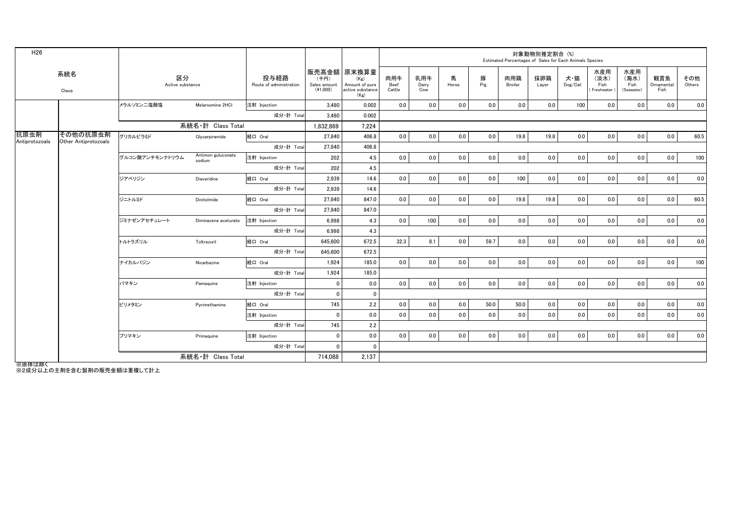H26

| 系統名 Class | | 区分 Active substance | | 投与経路 Route of administration | 販売高金額 (千円) Sales amount (¥1,000) | 原末換算量 (Kg) Amount of pure active substance (Kg) | 対象動物別推定割合 (%) Estimated Percentages of Sales for Each Animals Species | | | | | | | | | | |
|---|---|---|---|---|---|---|---|---|---|---|---|---|---|---|---|---|---|
| | | | | | | | 肉用牛 Beef Cattle | 乳用牛 Dairy Cow | 馬 Horse | 豚 Pig | 肉用鶏 Broiler | 採卵鶏 Layer | 犬・猫 Dog/Cat | 水産用（淡水） Fish (Freshwater) | 水産用（海水） Fish (Seawater) | 観賞魚 Ornamental Fish | その他 Others |
| | | メラルソミン二塩酸塩 | Melarsomine 2HCl | 注射 Injection | 3,480 | 0.002 | 0.0 | 0.0 | 0.0 | 0.0 | 0.0 | 0.0 | 100 | 0.0 | 0.0 | 0.0 | 0.0 |
| | | | | 成分・計 Total | 3,480 | 0.002 | | | | | | | | | | | |
| | | 系統名・計 Class Total | | | 1,832,869 | 7,224 | | | | | | | | | | | |
| 抗原虫剤 Antiprotozoals | その他の抗原虫剤 Other Antiprotozoals | グリカルピラミド | Glycarpiramide | 経口 Oral | 27,840 | 406.8 | 0.0 | 0.0 | 0.0 | 0.0 | 19.8 | 19.8 | 0.0 | 0.0 | 0.0 | 0.0 | 60.5 |
| | | | | 成分・計 Total | 27,840 | 406.8 | | | | | | | | | | | |
| | | グルコン酸アンチモンナトリウム | Antimon guluconate sodium | 注射 Injection | 202 | 4.5 | 0.0 | 0.0 | 0.0 | 0.0 | 0.0 | 0.0 | 0.0 | 0.0 | 0.0 | 0.0 | 100 |
| | | | | 成分・計 Total | 202 | 4.5 | | | | | | | | | | | |
| | | ジアベリジン | Diaveridine | 経口 Oral | 2,939 | 14.6 | 0.0 | 0.0 | 0.0 | 0.0 | 100 | 0.0 | 0.0 | 0.0 | 0.0 | 0.0 | 0.0 |
| | | | | 成分・計 Total | 2,939 | 14.6 | | | | | | | | | | | |
| | | ジニトルミド | Dinitolmide | 経口 Oral | 27,840 | 847.0 | 0.0 | 0.0 | 0.0 | 0.0 | 19.8 | 19.8 | 0.0 | 0.0 | 0.0 | 0.0 | 60.5 |
| | | | | 成分・計 Total | 27,840 | 847.0 | | | | | | | | | | | |
| | | ジミナゼンアセチュレート | Diminazene aceturate | 注射 Injection | 6,998 | 4.3 | 0.0 | 100 | 0.0 | 0.0 | 0.0 | 0.0 | 0.0 | 0.0 | 0.0 | 0.0 | 0.0 |
| | | | | 成分・計 Total | 6,998 | 4.3 | | | | | | | | | | | |
| | | トルトラズリル | Toltrazuril | 経口 Oral | 645,600 | 672.5 | 32.3 | 8.1 | 0.0 | 59.7 | 0.0 | 0.0 | 0.0 | 0.0 | 0.0 | 0.0 | 0.0 |
| | | | | 成分・計 Total | 645,600 | 672.5 | | | | | | | | | | | |
| | | ナイカルバジン | Nicarbazine | 経口 Oral | 1,924 | 185.0 | 0.0 | 0.0 | 0.0 | 0.0 | 0.0 | 0.0 | 0.0 | 0.0 | 0.0 | 0.0 | 100 |
| | | | | 成分・計 Total | 1,924 | 185.0 | | | | | | | | | | | |
| | | パマキン | Pamaquine | 注射 Injection | 0 | 0.0 | 0.0 | 0.0 | 0.0 | 0.0 | 0.0 | 0.0 | 0.0 | 0.0 | 0.0 | 0.0 | 0.0 |
| | | | | 成分・計 Total | 0 | 0 | | | | | | | | | | | |
| | | ピリメタミン | Pyrimethamine | 経口 Oral | 745 | 2.2 | 0.0 | 0.0 | 0.0 | 50.0 | 50.0 | 0.0 | 0.0 | 0.0 | 0.0 | 0.0 | 0.0 |
| | | | | 注射 Injection | 0 | 0.0 | 0.0 | 0.0 | 0.0 | 0.0 | 0.0 | 0.0 | 0.0 | 0.0 | 0.0 | 0.0 | 0.0 |
| | | | | 成分・計 Total | 745 | 2.2 | | | | | | | | | | | |
| | | プリマキン | Primaquine | 注射 Injection | 0 | 0.0 | 0.0 | 0.0 | 0.0 | 0.0 | 0.0 | 0.0 | 0.0 | 0.0 | 0.0 | 0.0 | 0.0 |
| | | | | 成分・計 Total | 0 | 0 | | | | | | | | | | | |
| | | 系統名・計 Class Total | | | 714,088 | 2,137 | | | | | | | | | | | |

※原体は除く
※2成分以上の主剤を含む製剤の販売金額は重複して計上